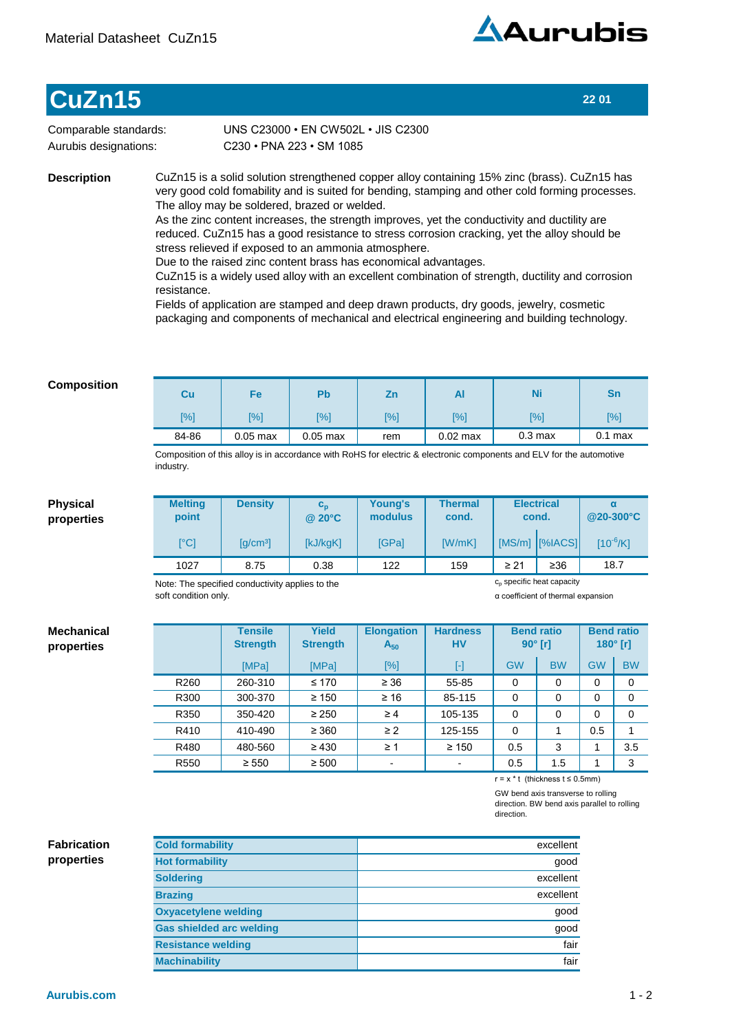# CuZn15

22 01

Comparable standards: UNS C23000 • EN CW502L • JIS C2300

Aurubis designations: C230 • PNA 223 • SM 1085

## Description

CuZn15 is a solid solution strengthened copper alloy containing 15% zinc (brass). CuZn15 has very good cold fomability and is suited for bending, stamping and other cold forming processes. The alloy may be soldered, brazed or welded.
As the zinc content increases, the strength improves, yet the conductivity and ductility are reduced. CuZn15 has a good resistance to stress corrosion cracking, yet the alloy should be stress relieved if exposed to an ammonia atmosphere.
Due to the raised zinc content brass has economical advantages.
CuZn15 is a widely used alloy with an excellent combination of strength, ductility and corrosion resistance.
Fields of application are stamped and deep drawn products, dry goods, jewelry, cosmetic packaging and components of mechanical and electrical engineering and building technology.

## Composition

| Cu [%] | Fe [%] | Pb [%] | Zn [%] | Al [%] | Ni [%] | Sn [%] |
|---|---|---|---|---|---|---|
| 84-86 | 0.05 max | 0.05 max | rem | 0.02 max | 0.3 max | 0.1 max |

Composition of this alloy is in accordance with RoHS for electric & electronic components and ELV for the automotive industry.

## Physical properties

| Melting point | Density | $c_p$ @ 20°C | Young's modulus | Thermal cond. | Electrical cond. | | α @20-300°C |
|---|---|---|---|---|---|---|---|
| [°C] | [g/cm³] | [kJ/kgK] | [GPa] | [W/mK] | [MS/m] | [%IACS] | [$10^{-6}$/K] |
| 1027 | 8.75 | 0.38 | 122 | 159 | ≥ 21 | ≥36 | 18.7 |

Note: The specified conductivity applies to the soft condition only.

$c_p$ specific heat capacity

α coefficient of thermal expansion

## Mechanical properties

| | Tensile Strength | Yield Strength | Elongation $A_{50}$ | Hardness HV | Bend ratio 90° [r] | | Bend ratio 180° [r] | |
|---|---|---|---|---|---|---|---|---|
| | [MPa] | [MPa] | [%] | [-] | GW | BW | GW | BW |
| R260 | 260-310 | ≤ 170 | ≥ 36 | 55-85 | 0 | 0 | 0 | 0 |
| R300 | 300-370 | ≥ 150 | ≥ 16 | 85-115 | 0 | 0 | 0 | 0 |
| R350 | 350-420 | ≥ 250 | ≥ 4 | 105-135 | 0 | 0 | 0 | 0 |
| R410 | 410-490 | ≥ 360 | ≥ 2 | 125-155 | 0 | 1 | 0.5 | 1 |
| R480 | 480-560 | ≥ 430 | ≥ 1 | ≥ 150 | 0.5 | 3 | 1 | 3.5 |
| R550 | ≥ 550 | ≥ 500 | - | - | 0.5 | 1.5 | 1 | 3 |

r = x * t (thickness t ≤ 0.5mm)

GW bend axis transverse to rolling direction. BW bend axis parallel to rolling direction.

## Fabrication properties

| | |
|---|---|
| Cold formability | excellent |
| Hot formability | good |
| Soldering | excellent |
| Brazing | excellent |
| Oxyacetylene welding | good |
| Gas shielded arc welding | good |
| Resistance welding | fair |
| Machinability | fair |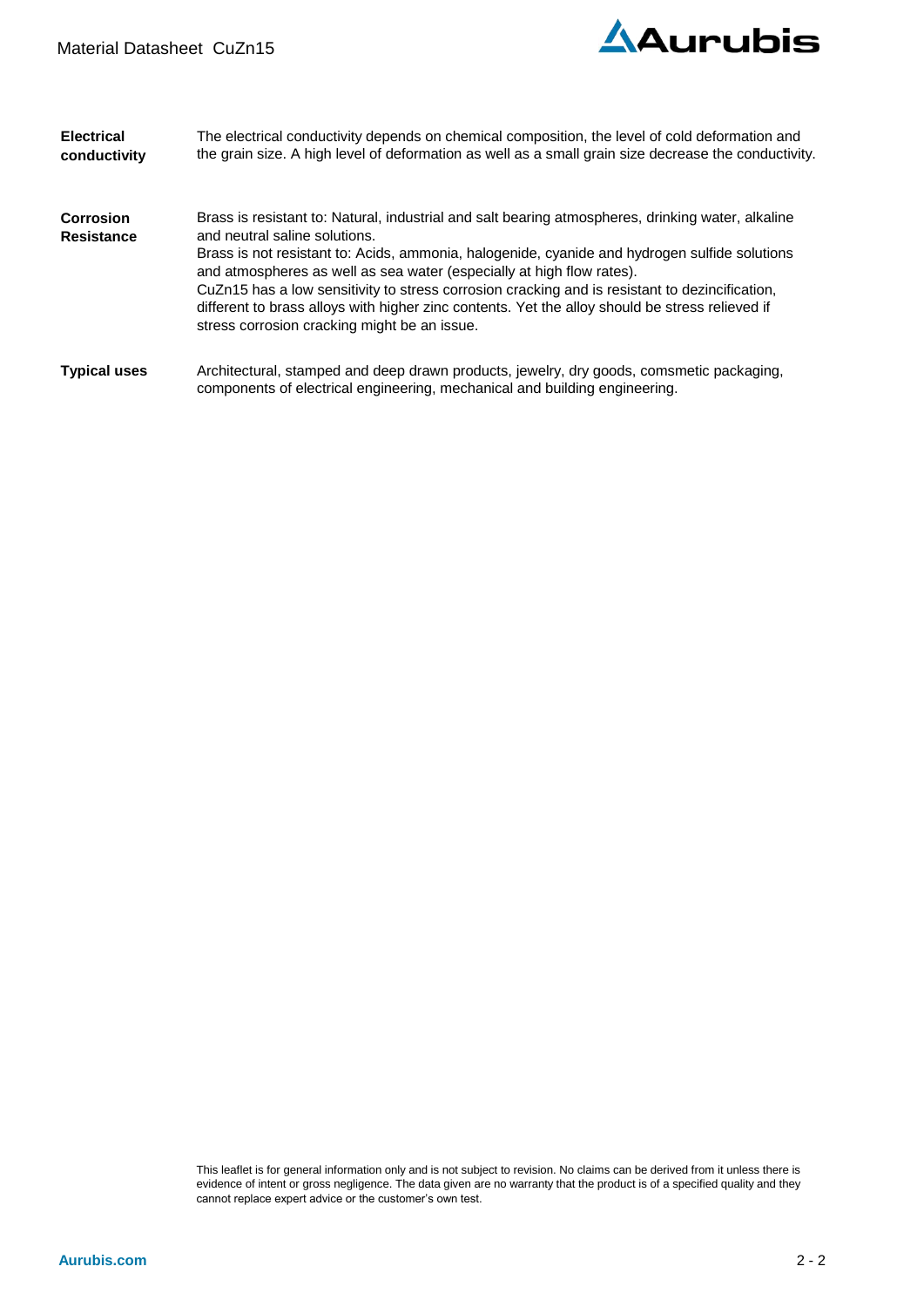**Electrical conductivity**

The electrical conductivity depends on chemical composition, the level of cold deformation and the grain size. A high level of deformation as well as a small grain size decrease the conductivity.

**Corrosion Resistance**

Brass is resistant to: Natural, industrial and salt bearing atmospheres, drinking water, alkaline and neutral saline solutions.
Brass is not resistant to: Acids, ammonia, halogenide, cyanide and hydrogen sulfide solutions and atmospheres as well as sea water (especially at high flow rates).
CuZn15 has a low sensitivity to stress corrosion cracking and is resistant to dezincification, different to brass alloys with higher zinc contents. Yet the alloy should be stress relieved if stress corrosion cracking might be an issue.

**Typical uses**

Architectural, stamped and deep drawn products, jewelry, dry goods, comsmetic packaging, components of electrical engineering, mechanical and building engineering.

This leaflet is for general information only and is not subject to revision. No claims can be derived from it unless there is evidence of intent or gross negligence. The data given are no warranty that the product is of a specified quality and they cannot replace expert advice or the customer's own test.